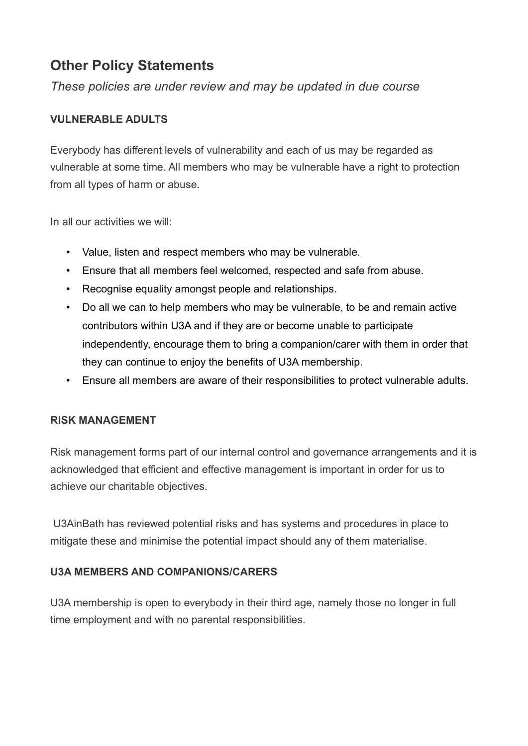## Other Policy Statements

*These policies are under review and may be updated in due course*

**VULNERABLE ADULTS**

Everybody has different levels of vulnerability and each of us may be regarded as vulnerable at some time. All members who may be vulnerable have a right to protection from all types of harm or abuse.

In all our activities we will:

- Value, listen and respect members who may be vulnerable.
- Ensure that all members feel welcomed, respected and safe from abuse.
- Recognise equality amongst people and relationships.
- Do all we can to help members who may be vulnerable, to be and remain active contributors within U3A and if they are or become unable to participate independently, encourage them to bring a companion/carer with them in order that they can continue to enjoy the benefits of U3A membership.
- Ensure all members are aware of their responsibilities to protect vulnerable adults.

**RISK MANAGEMENT**

Risk management forms part of our internal control and governance arrangements and it is acknowledged that efficient and effective management is important in order for us to achieve our charitable objectives.

U3AinBath has reviewed potential risks and has systems and procedures in place to mitigate these and minimise the potential impact should any of them materialise.

**U3A MEMBERS AND COMPANIONS/CARERS**

U3A membership is open to everybody in their third age, namely those no longer in full time employment and with no parental responsibilities.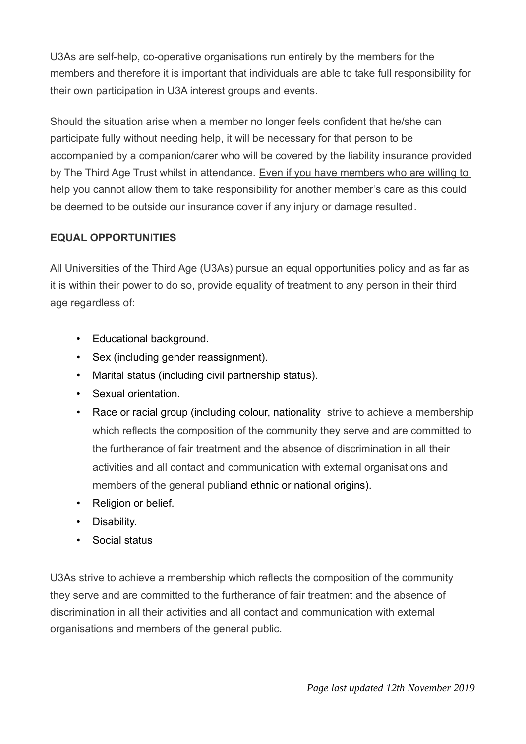U3As are self-help, co-operative organisations run entirely by the members for the members and therefore it is important that individuals are able to take full responsibility for their own participation in U3A interest groups and events.

Should the situation arise when a member no longer feels confident that he/she can participate fully without needing help, it will be necessary for that person to be accompanied by a companion/carer who will be covered by the liability insurance provided by The Third Age Trust whilst in attendance. <u>Even if you have members who are willing to help you cannot allow them to take responsibility for another member's care as this could be deemed to be outside our insurance cover if any injury or damage resulted</u>.

**EQUAL OPPORTUNITIES**

All Universities of the Third Age (U3As) pursue an equal opportunities policy and as far as it is within their power to do so, provide equality of treatment to any person in their third age regardless of:

- Educational background.
- Sex (including gender reassignment).
- Marital status (including civil partnership status).
- Sexual orientation.
- Race or racial group (including colour, nationality  strive to achieve a membership which reflects the composition of the community they serve and are committed to the furtherance of fair treatment and the absence of discrimination in all their activities and all contact and communication with external organisations and members of the general publiand ethnic or national origins).
- Religion or belief.
- Disability.
- Social status

U3As strive to achieve a membership which reflects the composition of the community they serve and are committed to the furtherance of fair treatment and the absence of discrimination in all their activities and all contact and communication with external organisations and members of the general public.

*Page last updated 12th November 2019*